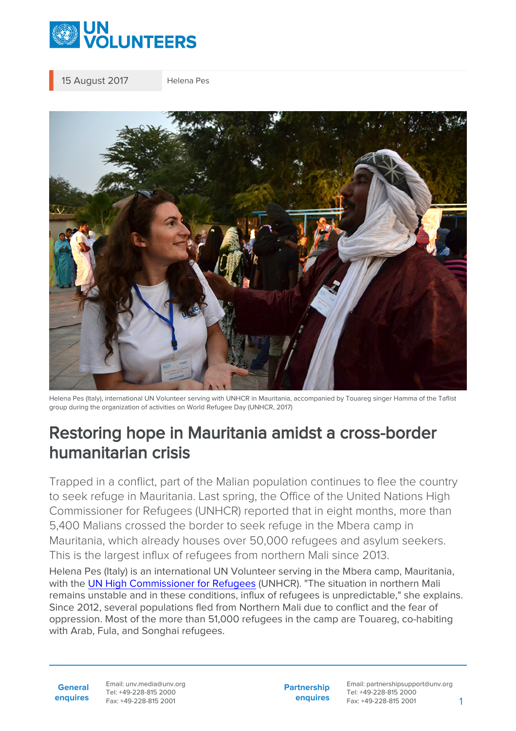15 August 2017 Helena Pes

Helena Pes (Italy), international UN Volunteer serving with UNHCR in Mauritania, accompanied by Touareg singer Hamma of the Taflist group during the organization of activities on World Refugee Day (UNHCR, 2017)

# Restoring hope in Mauritania amidst a cross-border humanitarian crisis

Trapped in a conflict, part of the Malian population continues to flee the country to seek refuge in Mauritania. Last spring, the Office of the United Nations High Commissioner for Refugees (UNHCR) reported that in eight months, more than 5,400 Malians crossed the border to seek refuge in the Mbera camp in Mauritania, which already houses over 50,000 refugees and asylum seekers. This is the largest influx of refugees from northern Mali since 2013.

Helena Pes (Italy) is an international UN Volunteer serving in the Mbera camp, Mauritania, with the UN High Commissioner for Refugees (UNHCR). "The situation in northern Mali remains unstable and in these conditions, influx of refugees is unpredictable," she explains. Since 2012, several populations fled from Northern Mali due to conflict and the fear of oppression. Most of the more than 51,000 refugees in the camp are Touareg, co-habiting with Arab, Fula, and Songhai refugees.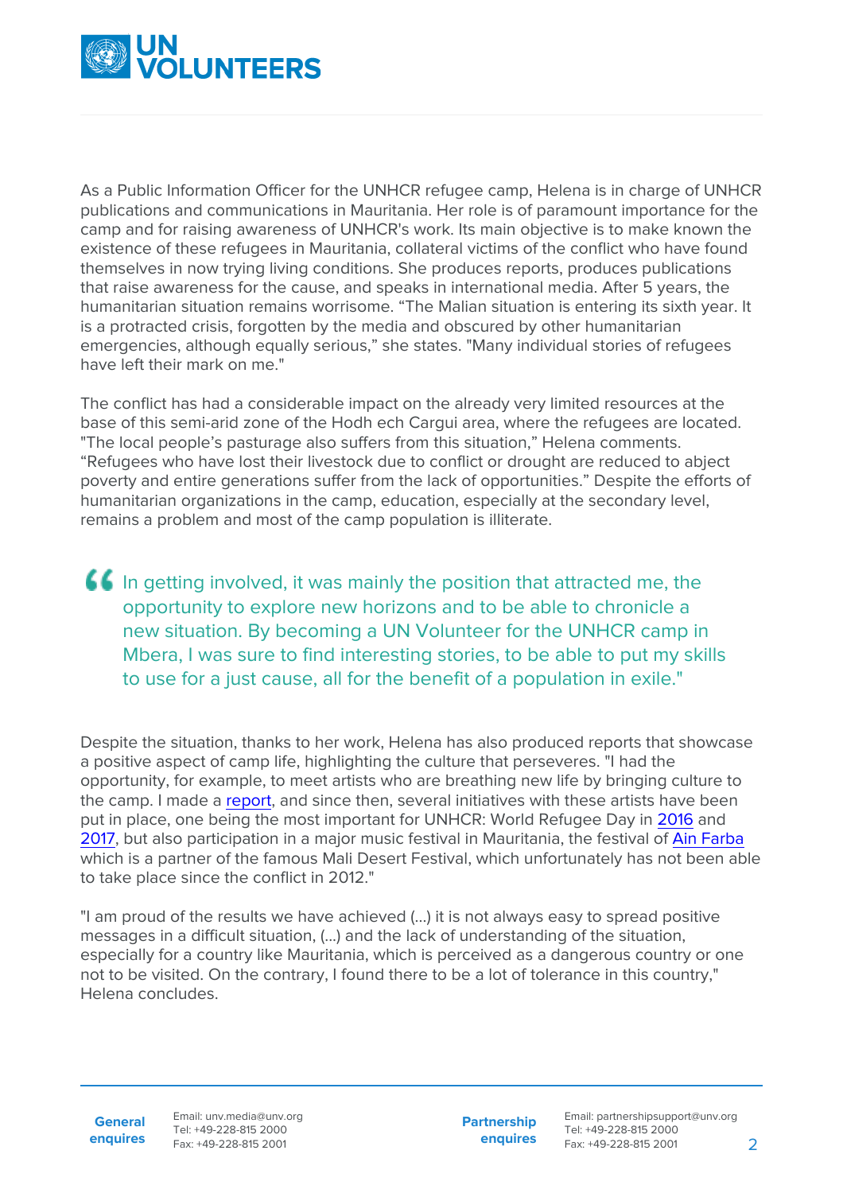As a Public Information Officer for the UNHCR refugee camp, Helena is in charge of UNHCR publications and communications in Mauritania. Her role is of paramount importance for the camp and for raising awareness of UNHCR's work. Its main objective is to make known the existence of these refugees in Mauritania, collateral victims of the conflict who have found themselves in now trying living conditions. She produces reports, produces publications that raise awareness for the cause, and speaks in international media. After 5 years, the humanitarian situation remains worrisome. “The Malian situation is entering its sixth year. It is a protracted crisis, forgotten by the media and obscured by other humanitarian emergencies, although equally serious,” she states. "Many individual stories of refugees have left their mark on me."

The conflict has had a considerable impact on the already very limited resources at the base of this semi-arid zone of the Hodh ech Cargui area, where the refugees are located. "The local people’s pasturage also suffers from this situation,” Helena comments. “Refugees who have lost their livestock due to conflict or drought are reduced to abject poverty and entire generations suffer from the lack of opportunities.” Despite the efforts of humanitarian organizations in the camp, education, especially at the secondary level, remains a problem and most of the camp population is illiterate.

> In getting involved, it was mainly the position that attracted me, the opportunity to explore new horizons and to be able to chronicle a new situation. By becoming a UN Volunteer for the UNHCR camp in Mbera, I was sure to find interesting stories, to be able to put my skills to use for a just cause, all for the benefit of a population in exile."

Despite the situation, thanks to her work, Helena has also produced reports that showcase a positive aspect of camp life, highlighting the culture that perseveres. "I had the opportunity, for example, to meet artists who are breathing new life by bringing culture to the camp. I made a report, and since then, several initiatives with these artists have been put in place, one being the most important for UNHCR: World Refugee Day in 2016 and 2017, but also participation in a major music festival in Mauritania, the festival of Ain Farba which is a partner of the famous Mali Desert Festival, which unfortunately has not been able to take place since the conflict in 2012."

"I am proud of the results we have achieved (...) it is not always easy to spread positive messages in a difficult situation, (...) and the lack of understanding of the situation, especially for a country like Mauritania, which is perceived as a dangerous country or one not to be visited. On the contrary, I found there to be a lot of tolerance in this country," Helena concludes.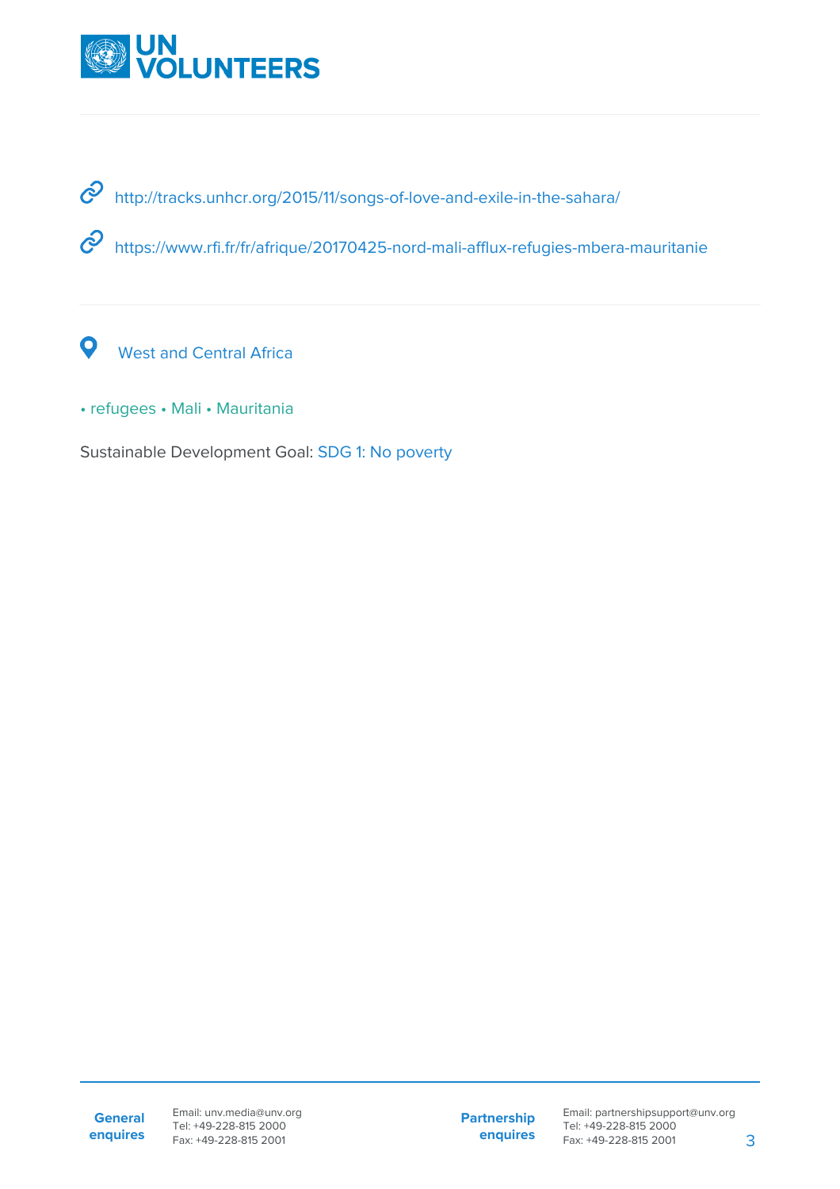http://tracks.unhcr.org/2015/11/songs-of-love-and-exile-in-the-sahara/

https://www.rfi.fr/fr/afrique/20170425-nord-mali-afflux-refugies-mbera-mauritanie

West and Central Africa

• refugees • Mali • Mauritania

Sustainable Development Goal: SDG 1: No poverty

**General enquires**
Email: unv.media@unv.org
Tel: +49-228-815 2000
Fax: +49-228-815 2001

**Partnership enquires**
Email: partnershipsupport@unv.org
Tel: +49-228-815 2000
Fax: +49-228-815 2001